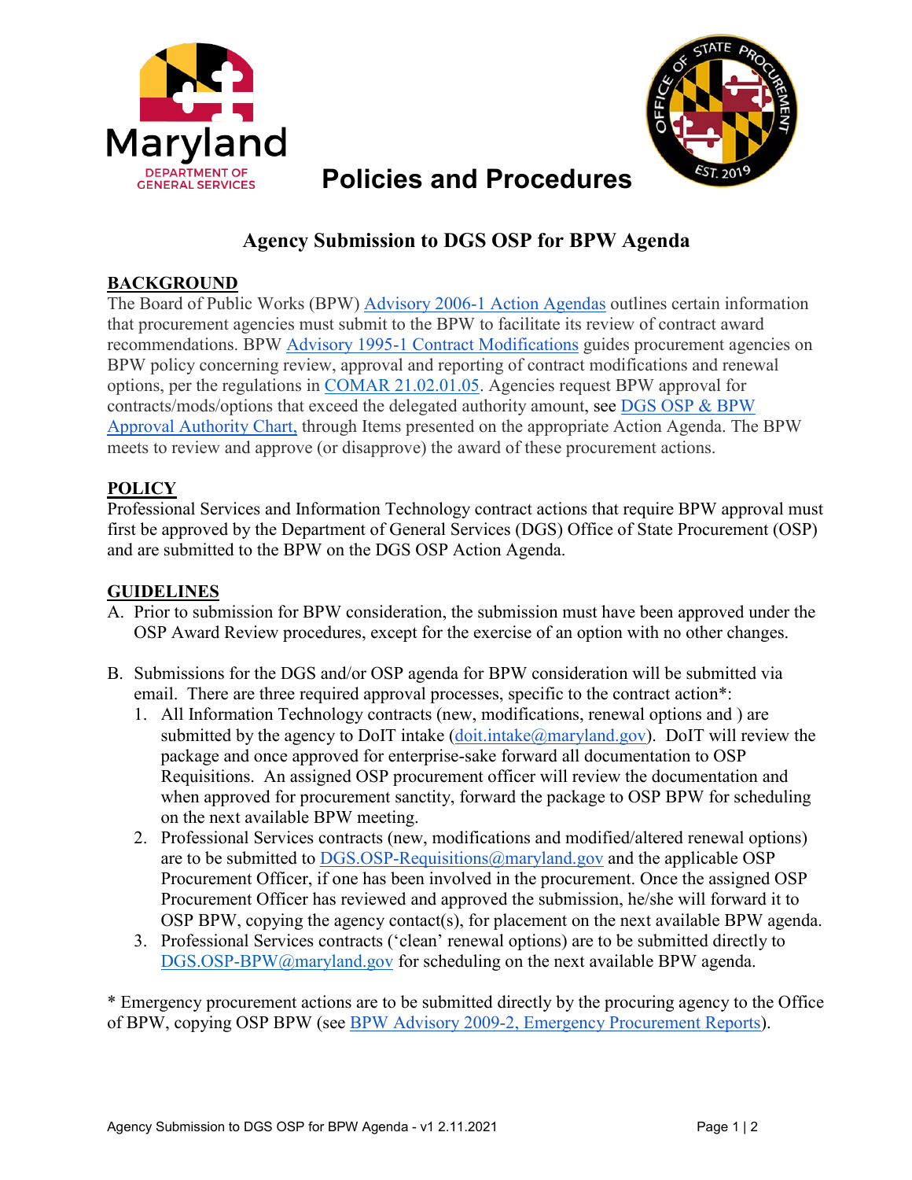Maryland
DEPARTMENT OF
GENERAL SERVICES

# Policies and Procedures

## Agency Submission to DGS OSP for BPW Agenda

**BACKGROUND**

The Board of Public Works (BPW) Advisory 2006-1 Action Agendas outlines certain information that procurement agencies must submit to the BPW to facilitate its review of contract award recommendations. BPW Advisory 1995-1 Contract Modifications guides procurement agencies on BPW policy concerning review, approval and reporting of contract modifications and renewal options, per the regulations in COMAR 21.02.01.05. Agencies request BPW approval for contracts/mods/options that exceed the delegated authority amount, see DGS OSP & BPW Approval Authority Chart, through Items presented on the appropriate Action Agenda. The BPW meets to review and approve (or disapprove) the award of these procurement actions.

**POLICY**

Professional Services and Information Technology contract actions that require BPW approval must first be approved by the Department of General Services (DGS) Office of State Procurement (OSP) and are submitted to the BPW on the DGS OSP Action Agenda.

**GUIDELINES**

A. Prior to submission for BPW consideration, the submission must have been approved under the OSP Award Review procedures, except for the exercise of an option with no other changes.

B. Submissions for the DGS and/or OSP agenda for BPW consideration will be submitted via email. There are three required approval processes, specific to the contract action*:
   1. All Information Technology contracts (new, modifications, renewal options and ) are submitted by the agency to DoIT intake (doit.intake@maryland.gov). DoIT will review the package and once approved for enterprise-sake forward all documentation to OSP Requisitions. An assigned OSP procurement officer will review the documentation and when approved for procurement sanctity, forward the package to OSP BPW for scheduling on the next available BPW meeting.
   2. Professional Services contracts (new, modifications and modified/altered renewal options) are to be submitted to DGS.OSP-Requisitions@maryland.gov and the applicable OSP Procurement Officer, if one has been involved in the procurement. Once the assigned OSP Procurement Officer has reviewed and approved the submission, he/she will forward it to OSP BPW, copying the agency contact(s), for placement on the next available BPW agenda.
   3. Professional Services contracts ('clean' renewal options) are to be submitted directly to DGS.OSP-BPW@maryland.gov for scheduling on the next available BPW agenda.

* Emergency procurement actions are to be submitted directly by the procuring agency to the Office of BPW, copying OSP BPW (see BPW Advisory 2009-2, Emergency Procurement Reports).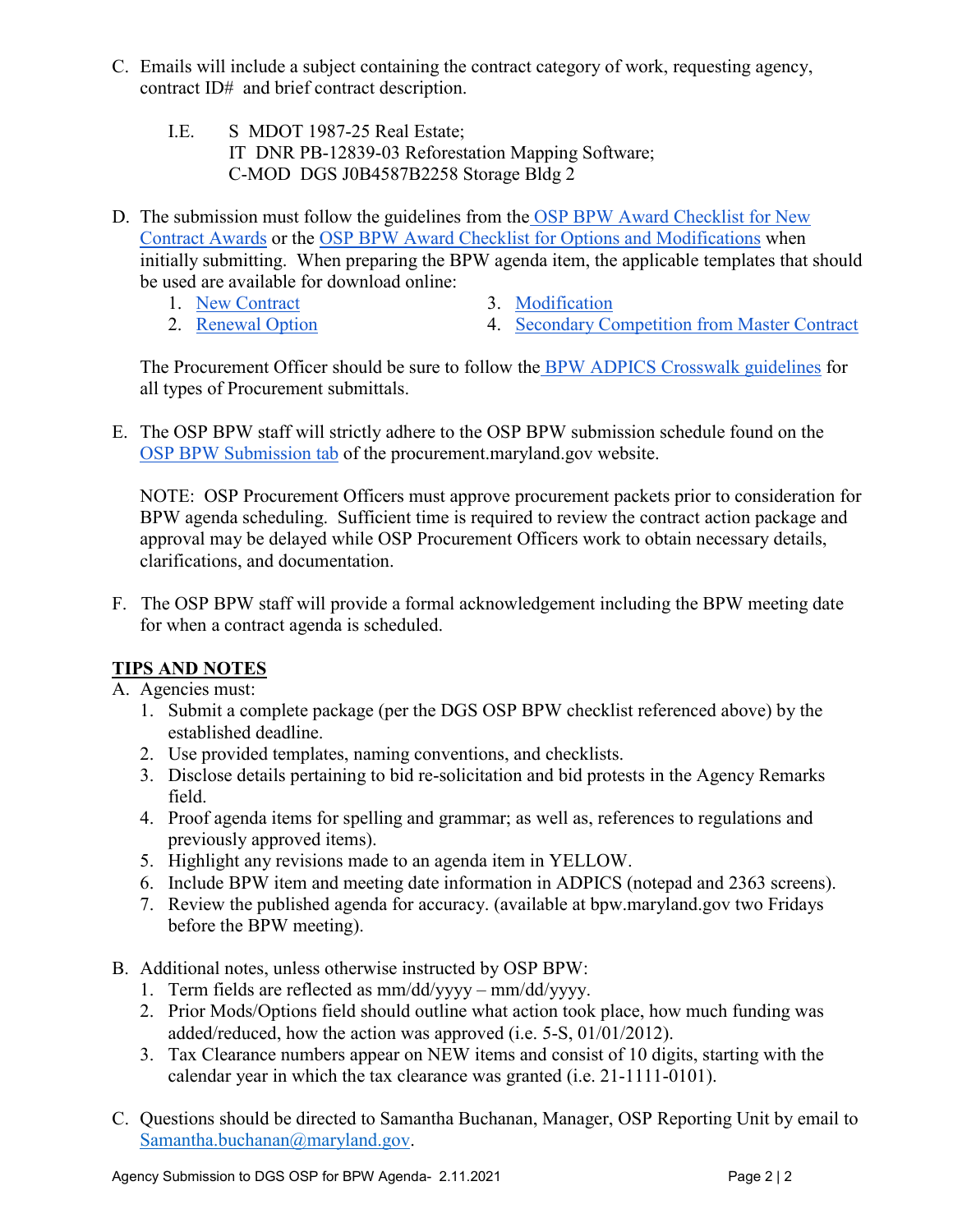C. Emails will include a subject containing the contract category of work, requesting agency, contract ID# and brief contract description.

   I.E. S MDOT 1987-25 Real Estate;
   IT DNR PB-12839-03 Reforestation Mapping Software;
   C-MOD DGS J0B4587B2258 Storage Bldg 2

D. The submission must follow the guidelines from the OSP BPW Award Checklist for New Contract Awards or the OSP BPW Award Checklist for Options and Modifications when initially submitting. When preparing the BPW agenda item, the applicable templates that should be used are available for download online:
   1. New Contract
   2. Renewal Option
   3. Modification
   4. Secondary Competition from Master Contract

   The Procurement Officer should be sure to follow the BPW ADPICS Crosswalk guidelines for all types of Procurement submittals.

E. The OSP BPW staff will strictly adhere to the OSP BPW submission schedule found on the OSP BPW Submission tab of the procurement.maryland.gov website.

   NOTE: OSP Procurement Officers must approve procurement packets prior to consideration for BPW agenda scheduling. Sufficient time is required to review the contract action package and approval may be delayed while OSP Procurement Officers work to obtain necessary details, clarifications, and documentation.

F. The OSP BPW staff will provide a formal acknowledgement including the BPW meeting date for when a contract agenda is scheduled.

## TIPS AND NOTES

A. Agencies must:
   1. Submit a complete package (per the DGS OSP BPW checklist referenced above) by the established deadline.
   2. Use provided templates, naming conventions, and checklists.
   3. Disclose details pertaining to bid re-solicitation and bid protests in the Agency Remarks field.
   4. Proof agenda items for spelling and grammar; as well as, references to regulations and previously approved items).
   5. Highlight any revisions made to an agenda item in YELLOW.
   6. Include BPW item and meeting date information in ADPICS (notepad and 2363 screens).
   7. Review the published agenda for accuracy. (available at bpw.maryland.gov two Fridays before the BPW meeting).

B. Additional notes, unless otherwise instructed by OSP BPW:
   1. Term fields are reflected as mm/dd/yyyy – mm/dd/yyyy.
   2. Prior Mods/Options field should outline what action took place, how much funding was added/reduced, how the action was approved (i.e. 5-S, 01/01/2012).
   3. Tax Clearance numbers appear on NEW items and consist of 10 digits, starting with the calendar year in which the tax clearance was granted (i.e. 21-1111-0101).

C. Questions should be directed to Samantha Buchanan, Manager, OSP Reporting Unit by email to Samantha.buchanan@maryland.gov.

Agency Submission to DGS OSP for BPW Agenda- 2.11.2021